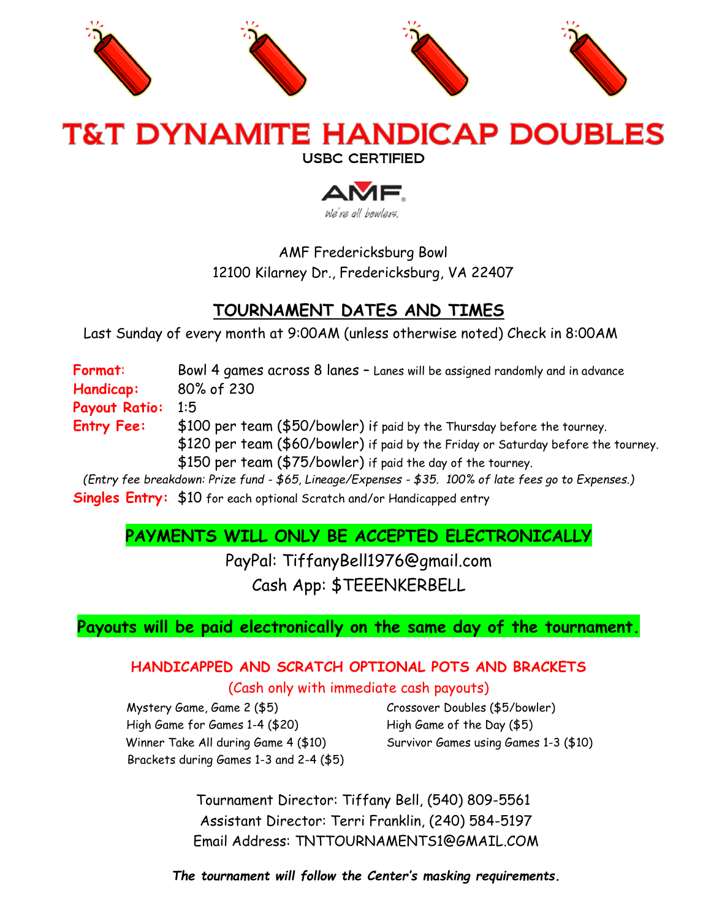# T&T DYNAMITE HANDICAP DOUBLES

**USBC CERTIFIED**

AMF
*We're all bowlers.*

AMF Fredericksburg Bowl
12100 Kilarney Dr., Fredericksburg, VA 22407

## TOURNAMENT DATES AND TIMES

Last Sunday of every month at 9:00AM (unless otherwise noted) Check in 8:00AM

**Format:** Bowl 4 games across 8 lanes – Lanes will be assigned randomly and in advance

**Handicap:** 80% of 230

**Payout Ratio:** 1:5

**Entry Fee:** $100 per team ($50/bowler) if paid by the Thursday before the tourney.
$120 per team ($60/bowler) if paid by the Friday or Saturday before the tourney.
$150 per team ($75/bowler) if paid the day of the tourney.

*(Entry fee breakdown: Prize fund - $65, Lineage/Expenses - $35. 100% of late fees go to Expenses.)*

**Singles Entry:** $10 for each optional Scratch and/or Handicapped entry

**PAYMENTS WILL ONLY BE ACCEPTED ELECTRONICALLY**

PayPal: TiffanyBell1976@gmail.com
Cash App: $TEEENKERBELL

**Payouts will be paid electronically on the same day of the tournament.**

### HANDICAPPED AND SCRATCH OPTIONAL POTS AND BRACKETS

(Cash only with immediate cash payouts)

- Mystery Game, Game 2 ($5)
- High Game for Games 1-4 ($20)
- Winner Take All during Game 4 ($10)
- Brackets during Games 1-3 and 2-4 ($5)
- Crossover Doubles ($5/bowler)
- High Game of the Day ($5)
- Survivor Games using Games 1-3 ($10)

Tournament Director: Tiffany Bell, (540) 809-5561
Assistant Director: Terri Franklin, (240) 584-5197
Email Address: TNTTOURNAMENTS1@GMAIL.COM

***The tournament will follow the Center's masking requirements.***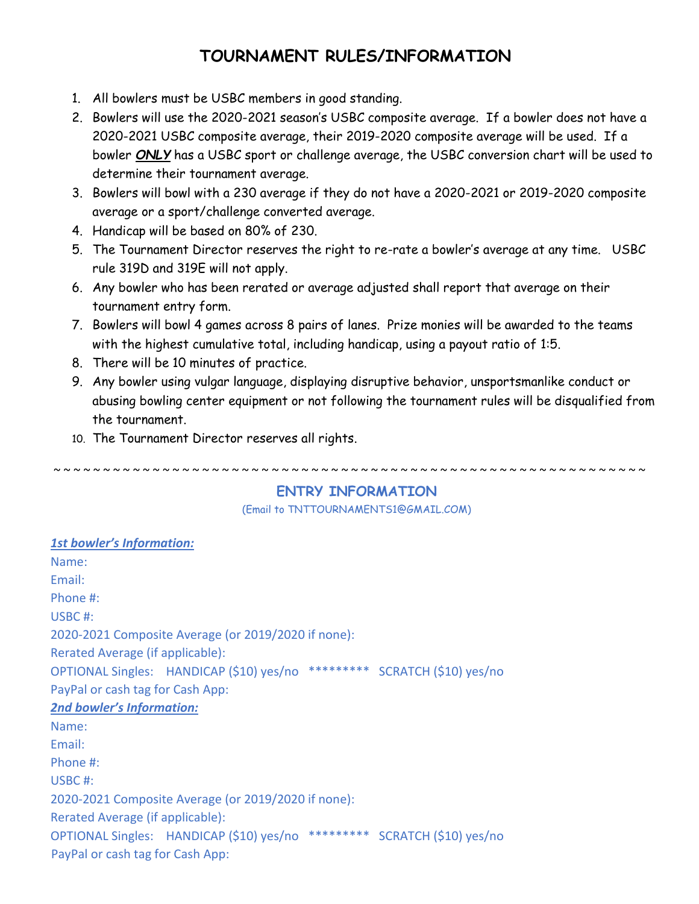# TOURNAMENT RULES/INFORMATION

1. All bowlers must be USBC members in good standing.
2. Bowlers will use the 2020-2021 season's USBC composite average. If a bowler does not have a 2020-2021 USBC composite average, their 2019-2020 composite average will be used. If a bowler ***ONLY*** has a USBC sport or challenge average, the USBC conversion chart will be used to determine their tournament average.
3. Bowlers will bowl with a 230 average if they do not have a 2020-2021 or 2019-2020 composite average or a sport/challenge converted average.
4. Handicap will be based on 80% of 230.
5. The Tournament Director reserves the right to re-rate a bowler's average at any time. USBC rule 319D and 319E will not apply.
6. Any bowler who has been rerated or average adjusted shall report that average on their tournament entry form.
7. Bowlers will bowl 4 games across 8 pairs of lanes. Prize monies will be awarded to the teams with the highest cumulative total, including handicap, using a payout ratio of 1:5.
8. There will be 10 minutes of practice.
9. Any bowler using vulgar language, displaying disruptive behavior, unsportsmanlike conduct or abusing bowling center equipment or not following the tournament rules will be disqualified from the tournament.
10. The Tournament Director reserves all rights.

~~~~~~~~~~~~~~~~~~~~~~~~~~~~~~~~~~~~~~~~~~~~~~~~~~~~~~~~~~~~~~~~

## ENTRY INFORMATION

(Email to TNTTOURNAMENTS1@GMAIL.COM)

***1st bowler's Information:***

Name:
Email:
Phone #:
USBC #:
2020-2021 Composite Average (or 2019/2020 if none):
Rerated Average (if applicable):
OPTIONAL Singles: HANDICAP ($10) yes/no ********* SCRATCH ($10) yes/no
PayPal or cash tag for Cash App:

***2nd bowler's Information:***

Name:
Email:
Phone #:
USBC #:
2020-2021 Composite Average (or 2019/2020 if none):
Rerated Average (if applicable):
OPTIONAL Singles: HANDICAP ($10) yes/no ********* SCRATCH ($10) yes/no
PayPal or cash tag for Cash App: